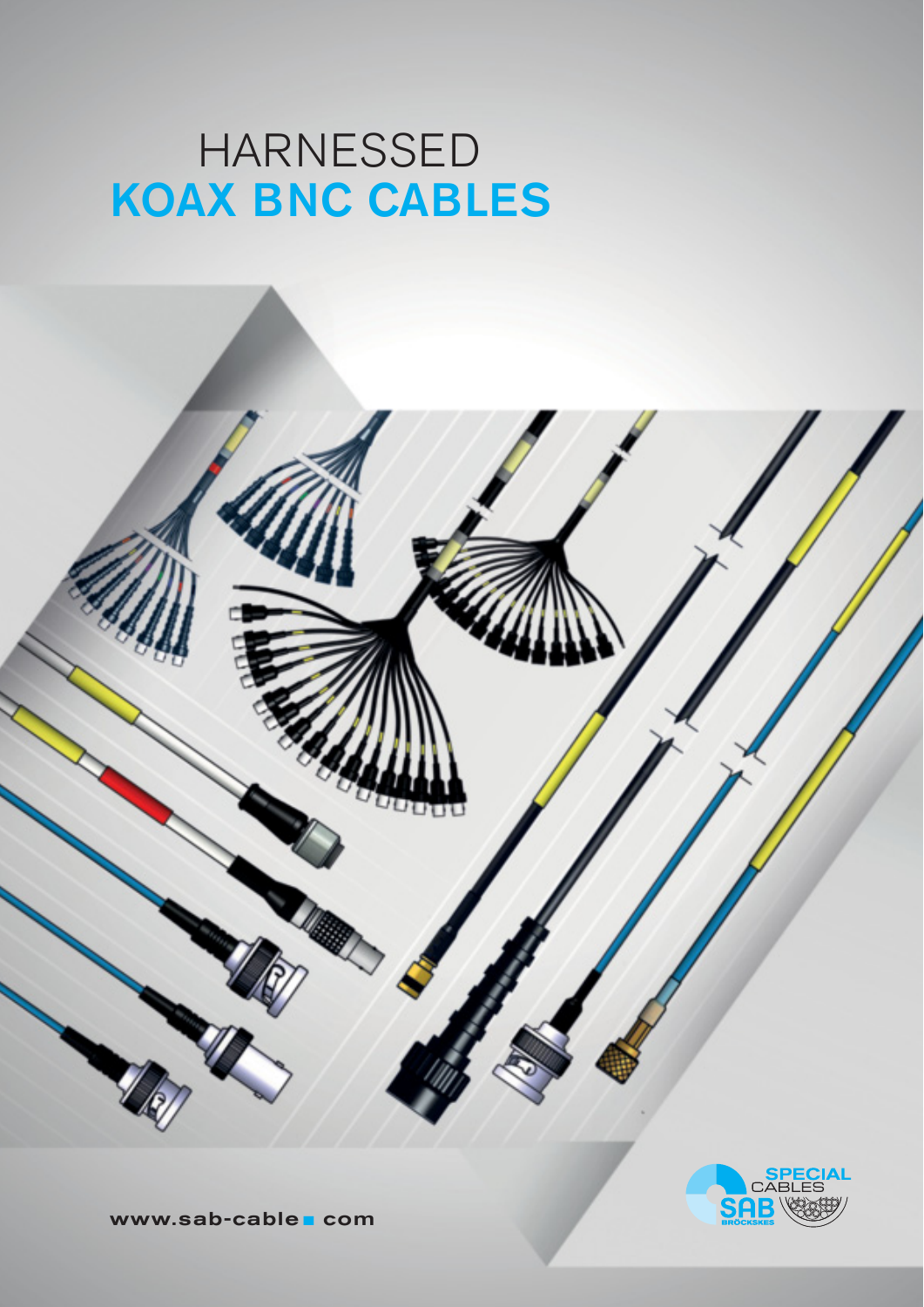# HARNESSED
# KOAX BNC CABLES

www.sab-cable.com

SPECIAL CABLES SAB BRÖCKSKES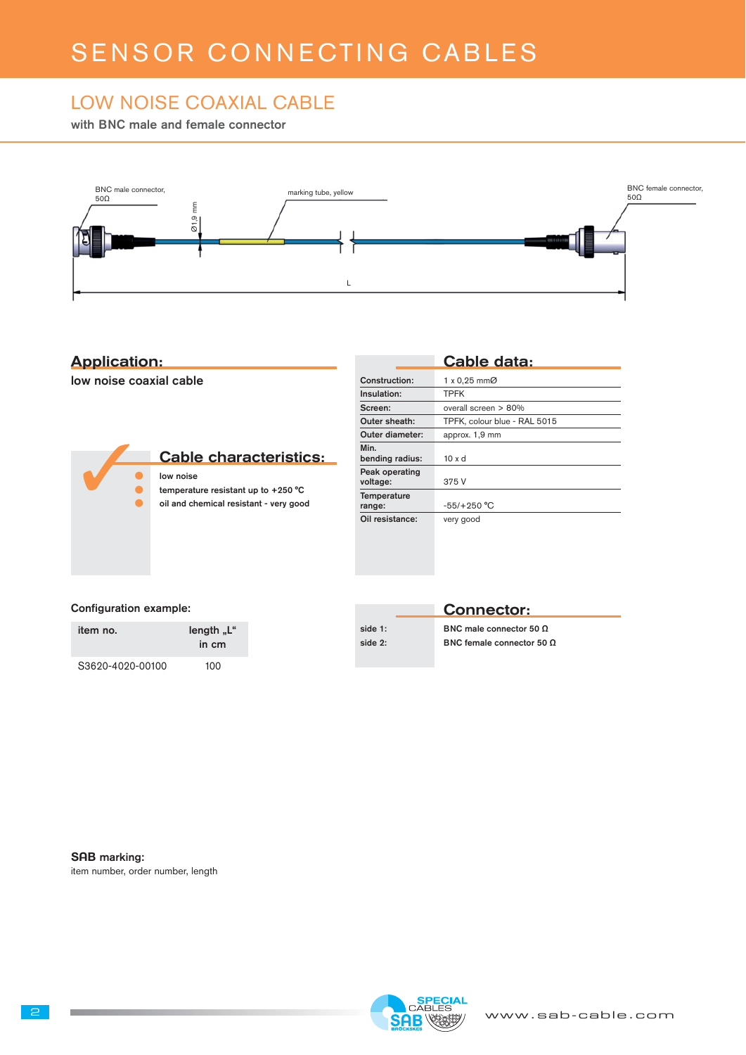# SENSOR CONNECTING CABLES

## LOW NOISE COAXIAL CABLE

with BNC male and female connector

BNC male connector, 50Ω

marking tube, yellow

BNC female connector, 50Ω

Ø1,9 mm

L

### Application:

low noise coaxial cable

### Cable characteristics:

- low noise
- temperature resistant up to +250 °C
- oil and chemical resistant - very good

### Cable data:

| | |
|---|---|
| Construction: | 1 x 0,25 mmØ |
| Insulation: | TPFK |
| Screen: | overall screen > 80% |
| Outer sheath: | TPFK, colour blue - RAL 5015 |
| Outer diameter: | approx. 1,9 mm |
| Min. bending radius: | 10 x d |
| Peak operating voltage: | 375 V |
| Temperature range: | -55/+250 °C |
| Oil resistance: | very good |

### Configuration example:

| item no. | length „L“ in cm |
|---|---|
| S3620-4020-00100 | 100 |

### Connector:

| | |
|---|---|
| side 1: | BNC male connector 50 Ω |
| side 2: | BNC female connector 50 Ω |

**SAB marking:**

item number, order number, length

www.sab-cable.com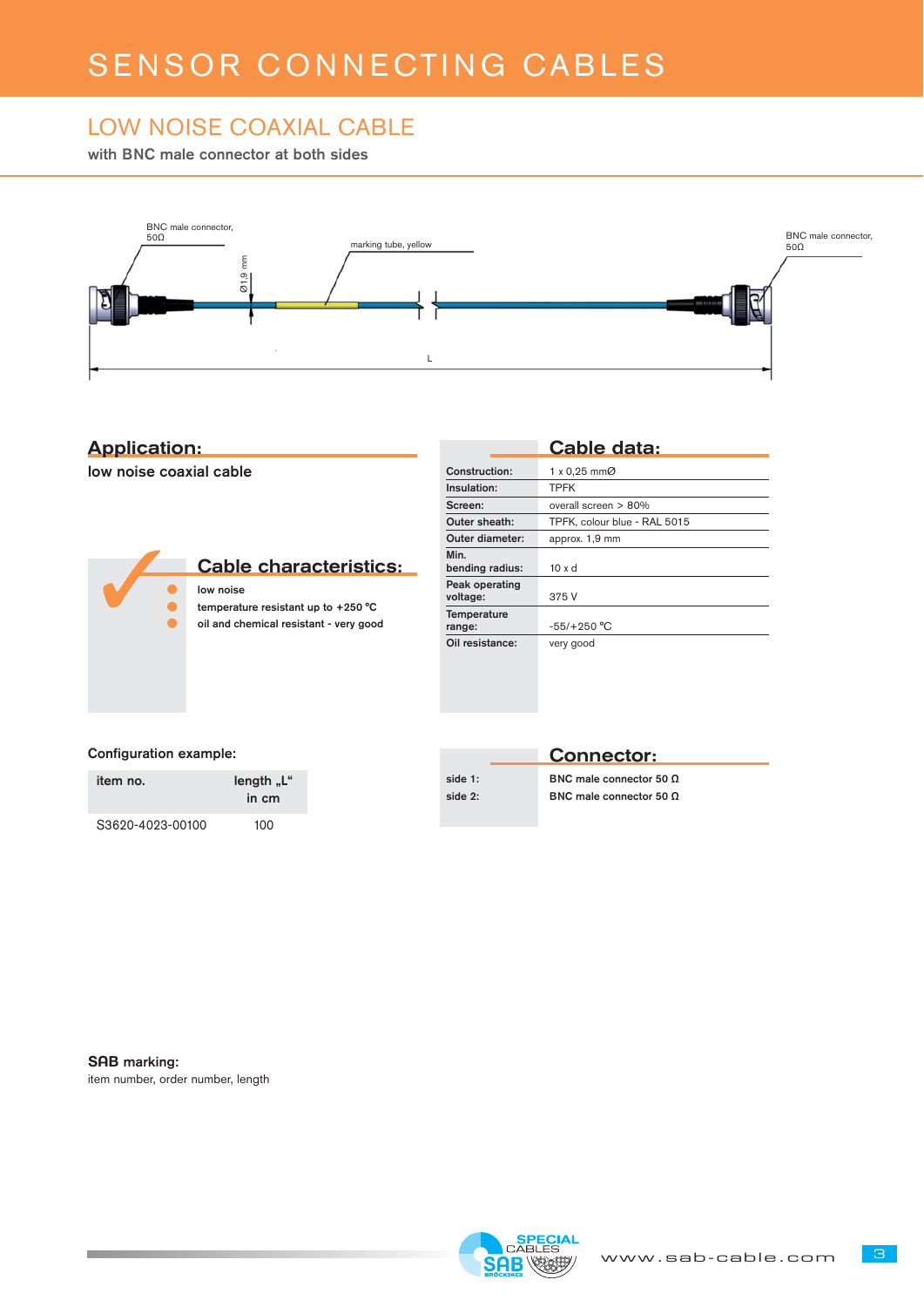# SENSOR CONNECTING CABLES

## LOW NOISE COAXIAL CABLE

with BNC male connector at both sides

BNC male connector, 50Ω

marking tube, yellow

Ø1,9 mm

BNC male connector, 50Ω

L

## Application:

low noise coaxial cable

## Cable characteristics:

- low noise
- temperature resistant up to +250 °C
- oil and chemical resistant - very good

## Cable data:

| | |
|---|---|
| Construction: | 1 x 0,25 mmØ |
| Insulation: | TPFK |
| Screen: | overall screen > 80% |
| Outer sheath: | TPFK, colour blue - RAL 5015 |
| Outer diameter: | approx. 1,9 mm |
| Min. bending radius: | 10 x d |
| Peak operating voltage: | 375 V |
| Temperature range: | -55/+250 °C |
| Oil resistance: | very good |

## Configuration example:

| item no. | length „L" in cm |
|---|---|
| S3620-4023-00100 | 100 |

## Connector:

| | |
|---|---|
| side 1: | BNC male connector 50 Ω |
| side 2: | BNC male connector 50 Ω |

**SAB marking:**

item number, order number, length

www.sab-cable.com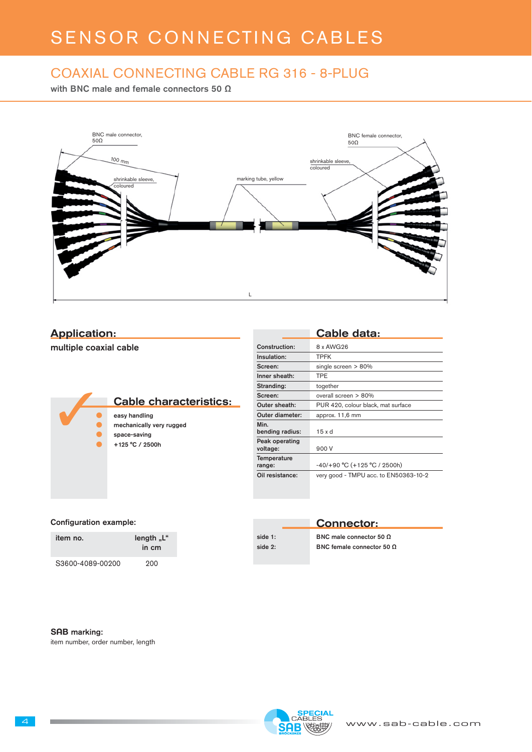# SENSOR CONNECTING CABLES

## COAXIAL CONNECTING CABLE RG 316 - 8-PLUG

**with BNC male and female connectors 50 Ω**

BNC male connector, 50Ω

100 mm

shrinkable sleeve, coloured

marking tube, yellow

shrinkable sleeve, coloured

BNC female connector, 50Ω

L

## Application:

**multiple coaxial cable**

## Cable characteristics:

- easy handling
- mechanically very rugged
- space-saving
- +125 °C / 2500h

## Cable data:

| | |
|---|---|
| **Construction:** | 8 x AWG26 |
| **Insulation:** | TPFK |
| **Screen:** | single screen > 80% |
| **Inner sheath:** | TPE |
| **Stranding:** | together |
| **Screen:** | overall screen > 80% |
| **Outer sheath:** | PUR 420, colour black, mat surface |
| **Outer diameter:** | approx. 11,6 mm |
| **Min. bending radius:** | 15 x d |
| **Peak operating voltage:** | 900 V |
| **Temperature range:** | -40/+90 °C (+125 °C / 2500h) |
| **Oil resistance:** | very good - TMPU acc. to EN50363-10-2 |

**Configuration example:**

| item no. | length „L" in cm |
|---|---|
| S3600-4089-00200 | 200 |

## Connector:

| | |
|---|---|
| **side 1:** | **BNC male connector 50 Ω** |
| **side 2:** | **BNC female connector 50 Ω** |

**SAB marking:**

item number, order number, length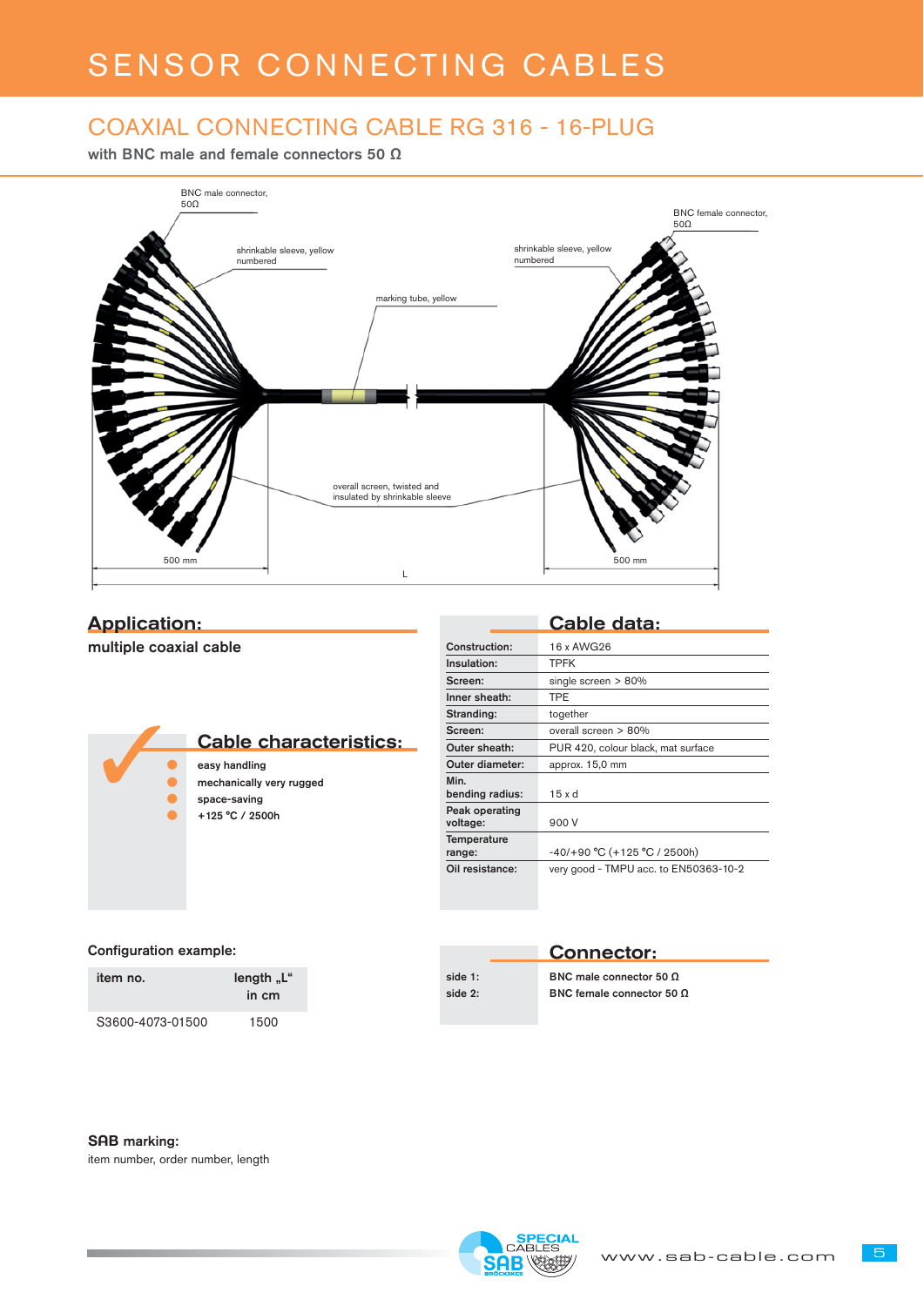# SENSOR CONNECTING CABLES

## COAXIAL CONNECTING CABLE RG 316 - 16-PLUG

with BNC male and female connectors 50 Ω

BNC male connector, 50Ω

BNC female connector, 50Ω

shrinkable sleeve, yellow numbered

shrinkable sleeve, yellow numbered

marking tube, yellow

overall screen, twisted and insulated by shrinkable sleeve

500 mm

500 mm

L

### Application:

multiple coaxial cable

### Cable characteristics:

- easy handling
- mechanically very rugged
- space-saving
- +125 °C / 2500h

### Cable data:

| | |
|---|---|
| Construction: | 16 x AWG26 |
| Insulation: | TPFK |
| Screen: | single screen > 80% |
| Inner sheath: | TPE |
| Stranding: | together |
| Screen: | overall screen > 80% |
| Outer sheath: | PUR 420, colour black, mat surface |
| Outer diameter: | approx. 15,0 mm |
| Min. bending radius: | 15 x d |
| Peak operating voltage: | 900 V |
| Temperature range: | -40/+90 °C (+125 °C / 2500h) |
| Oil resistance: | very good - TMPU acc. to EN50363-10-2 |

### Configuration example:

| item no. | length „L“ in cm |
|---|---|
| S3600-4073-01500 | 1500 |

### Connector:

| | |
|---|---|
| side 1: | BNC male connector 50 Ω |
| side 2: | BNC female connector 50 Ω |

**SAB marking:**

item number, order number, length

www.sab-cable.com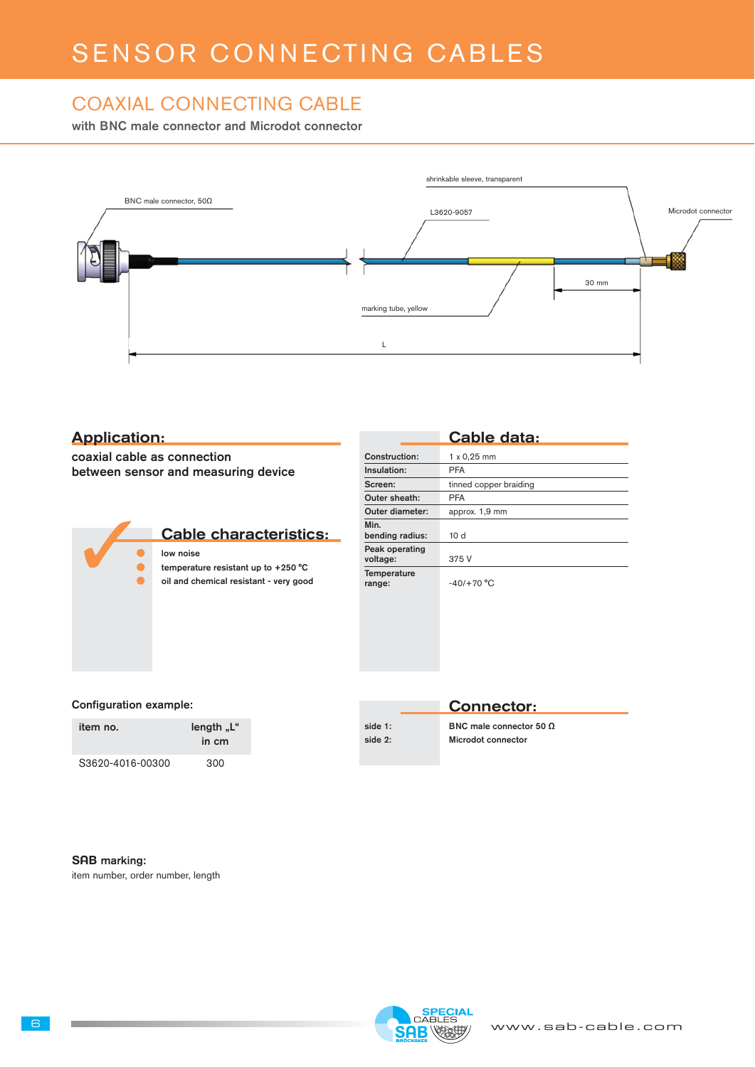# SENSOR CONNECTING CABLES

## COAXIAL CONNECTING CABLE

with BNC male connector and Microdot connector

BNC male connector, 50Ω

shrinkable sleeve, transparent

L3620-9057

Microdot connector

30 mm

marking tube, yellow

L

## Application:

coaxial cable as connection
between sensor and measuring device

## Cable characteristics:

- low noise
- temperature resistant up to +250 °C
- oil and chemical resistant - very good

## Cable data:

| | |
|---|---|
| Construction: | 1 x 0,25 mm |
| Insulation: | PFA |
| Screen: | tinned copper braiding |
| Outer sheath: | PFA |
| Outer diameter: | approx. 1,9 mm |
| Min. bending radius: | 10 d |
| Peak operating voltage: | 375 V |
| Temperature range: | -40/+70 °C |

## Configuration example:

| item no. | length „L" in cm |
|---|---|
| S3620-4016-00300 | 300 |

## Connector:

| | |
|---|---|
| side 1: | BNC male connector 50 Ω |
| side 2: | Microdot connector |

**SAB marking:**

item number, order number, length

www.sab-cable.com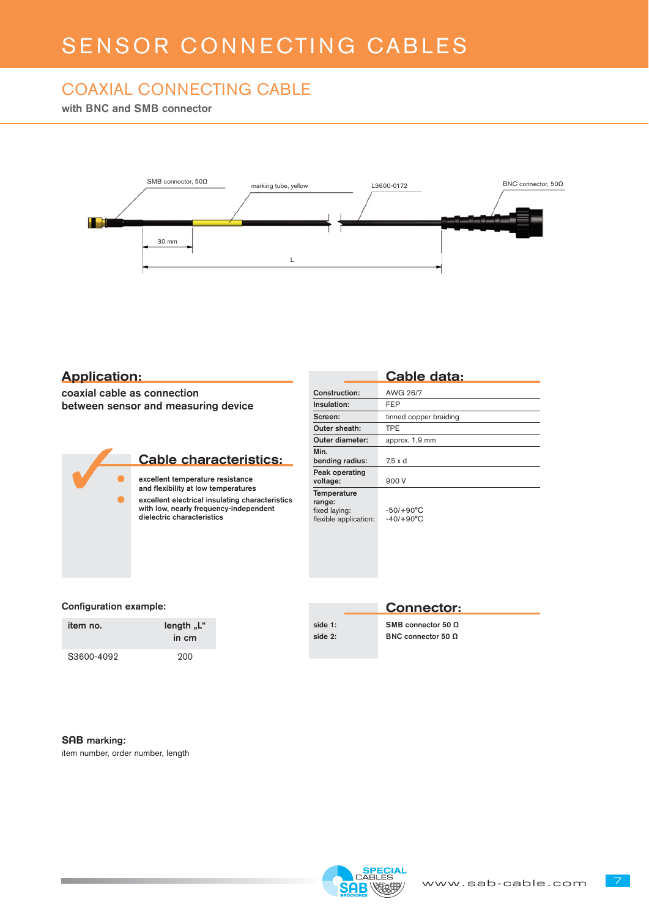# SENSOR CONNECTING CABLES

## COAXIAL CONNECTING CABLE

with BNC and SMB connector

SMB connector, 50Ω

marking tube, yellow

L3600-0172

BNC connector, 50Ω

30 mm

L

## Application:

coaxial cable as connection between sensor and measuring device

## Cable characteristics:

- excellent temperature resistance and flexibility at low temperatures
- excellent electrical insulating characteristics with low, nearly frequency-independent dielectric characteristics

## Cable data:

| | |
|---|---|
| Construction: | AWG 26/7 |
| Insulation: | FEP |
| Screen: | tinned copper braiding |
| Outer sheath: | TPE |
| Outer diameter: | approx. 1,9 mm |
| Min. bending radius: | 7,5 x d |
| Peak operating voltage: | 900 V |
| Temperature range: fixed laying: | -50/+90°C |
| flexible application: | -40/+90°C |

### Configuration example:

| item no. | length „L“ in cm |
|---|---|
| S3600-4092 | 200 |

## Connector:

| | |
|---|---|
| side 1: | SMB connector 50 Ω |
| side 2: | BNC connector 50 Ω |

**SAB marking:**

item number, order number, length

www.sab-cable.com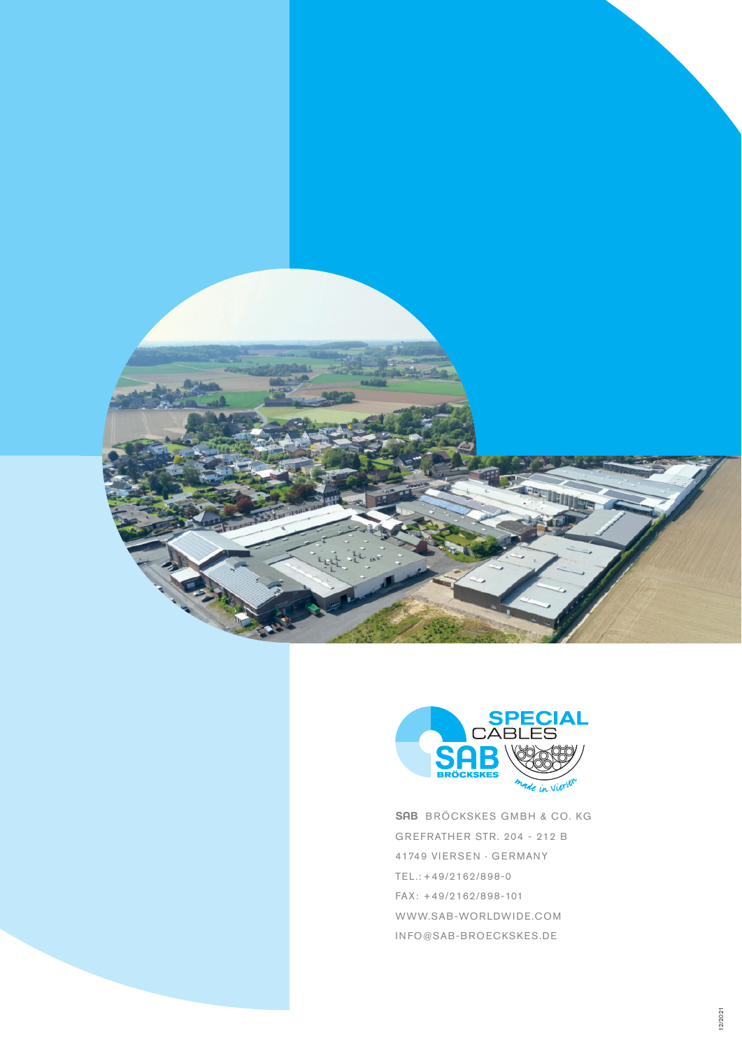SPECIAL CABLES

SAB BRÖCKSKES

made in Viersen

**SAB** BRÖCKSKES GMBH & CO. KG

GREFRATHER STR. 204 - 212 B

41749 VIERSEN · GERMANY

TEL.: +49/2162/898-0

FAX: +49/2162/898-101

WWW.SAB-WORLDWIDE.COM

INFO@SAB-BROECKSKES.DE

12/2021